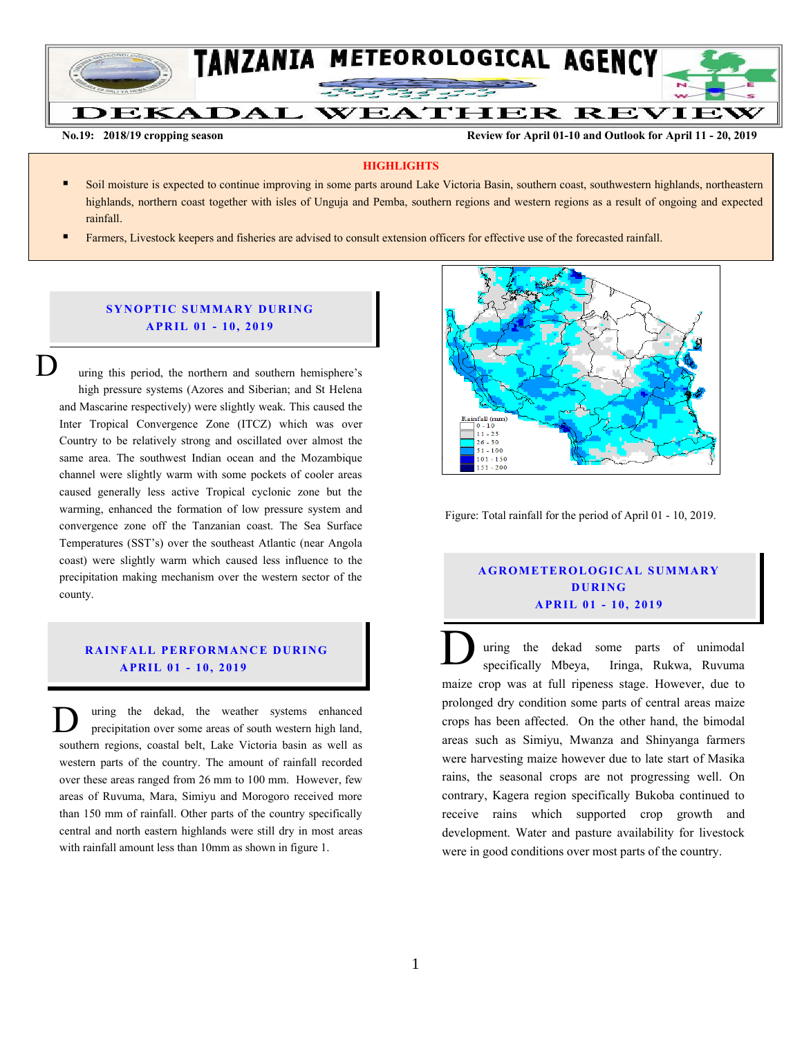# TANZANIA METEOROLOGICAL AGENCY

# DEKADAL WEATHER REVIEW

**No.19: 2018/19 cropping season** **Review for April 01-10 and Outlook for April 11 - 20, 2019**

**HIGHLIGHTS**

- Soil moisture is expected to continue improving in some parts around Lake Victoria Basin, southern coast, southwestern highlands, northeastern highlands, northern coast together with isles of Unguja and Pemba, southern regions and western regions as a result of ongoing and expected rainfall.
- Farmers, Livestock keepers and fisheries are advised to consult extension officers for effective use of the forecasted rainfall.

## SYNOPTIC SUMMARY DURING APRIL 01 - 10, 2019

During this period, the northern and southern hemisphere's high pressure systems (Azores and Siberian; and St Helena and Mascarine respectively) were slightly weak. This caused the Inter Tropical Convergence Zone (ITCZ) which was over Country to be relatively strong and oscillated over almost the same area. The southwest Indian ocean and the Mozambique channel were slightly warm with some pockets of cooler areas caused generally less active Tropical cyclonic zone but the warming, enhanced the formation of low pressure system and convergence zone off the Tanzanian coast. The Sea Surface Temperatures (SST's) over the southeast Atlantic (near Angola coast) were slightly warm which caused less influence to the precipitation making mechanism over the western sector of the county.

## RAINFALL PERFORMANCE DURING APRIL 01 - 10, 2019

During the dekad, the weather systems enhanced precipitation over some areas of south western high land, southern regions, coastal belt, Lake Victoria basin as well as western parts of the country. The amount of rainfall recorded over these areas ranged from 26 mm to 100 mm. However, few areas of Ruvuma, Mara, Simiyu and Morogoro received more than 150 mm of rainfall. Other parts of the country specifically central and north eastern highlands were still dry in most areas with rainfall amount less than 10mm as shown in figure 1.

Rainfall (mm): 0 - 10; 11 - 25; 26 - 50; 51 - 100; 101 - 150; 151 - 200

Figure: Total rainfall for the period of April 01 - 10, 2019.

## AGROMETEROLOGICAL SUMMARY DURING APRIL 01 - 10, 2019

During the dekad some parts of unimodal specifically Mbeya, Iringa, Rukwa, Ruvuma maize crop was at full ripeness stage. However, due to prolonged dry condition some parts of central areas maize crops has been affected. On the other hand, the bimodal areas such as Simiyu, Mwanza and Shinyanga farmers were harvesting maize however due to late start of Masika rains, the seasonal crops are not progressing well. On contrary, Kagera region specifically Bukoba continued to receive rains which supported crop growth and development. Water and pasture availability for livestock were in good conditions over most parts of the country.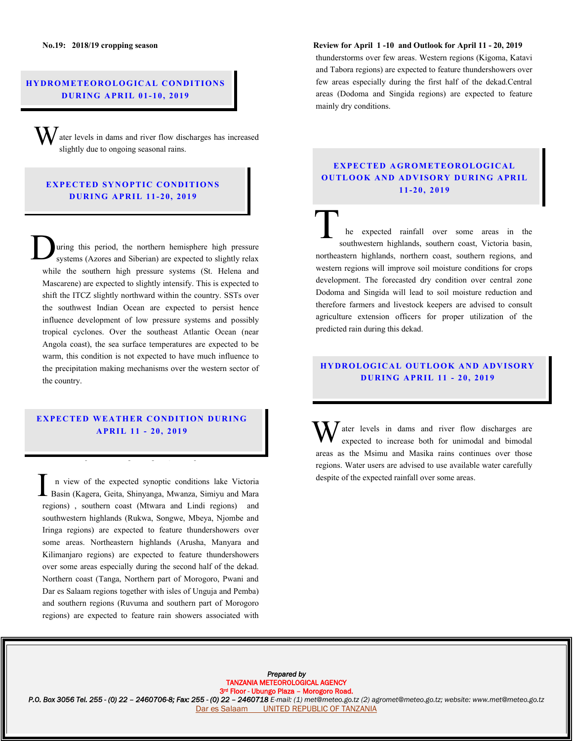**No.19: 2018/19 cropping season**

**Review for April 1 -10 and Outlook for April 11 - 20, 2019**

## HYDROMETEOROLOGICAL CONDITIONS DURING APRIL 01-10, 2019

Water levels in dams and river flow discharges has increased slightly due to ongoing seasonal rains.

## EXPECTED SYNOPTIC CONDITIONS DURING APRIL 11-20, 2019

During this period, the northern hemisphere high pressure systems (Azores and Siberian) are expected to slightly relax while the southern high pressure systems (St. Helena and Mascarene) are expected to slightly intensify. This is expected to shift the ITCZ slightly northward within the country. SSTs over the southwest Indian Ocean are expected to persist hence influence development of low pressure systems and possibly tropical cyclones. Over the southeast Atlantic Ocean (near Angola coast), the sea surface temperatures are expected to be warm, this condition is not expected to have much influence to the precipitation making mechanisms over the western sector of the country.

## EXPECTED WEATHER CONDITION DURING APRIL 11 - 20, 2019

In view of the expected synoptic conditions lake Victoria Basin (Kagera, Geita, Shinyanga, Mwanza, Simiyu and Mara regions) , southern coast (Mtwara and Lindi regions) and southwestern highlands (Rukwa, Songwe, Mbeya, Njombe and Iringa regions) are expected to feature thundershowers over some areas. Northeastern highlands (Arusha, Manyara and Kilimanjaro regions) are expected to feature thundershowers over some areas especially during the second half of the dekad. Northern coast (Tanga, Northern part of Morogoro, Pwani and Dar es Salaam regions together with isles of Unguja and Pemba) and southern regions (Ruvuma and southern part of Morogoro regions) are expected to feature rain showers associated with thunderstorms over few areas. Western regions (Kigoma, Katavi and Tabora regions) are expected to feature thundershowers over few areas especially during the first half of the dekad.Central areas (Dodoma and Singida regions) are expected to feature mainly dry conditions.

## EXPECTED AGROMETEOROLOGICAL OUTLOOK AND ADVISORY DURING APRIL 11-20, 2019

The expected rainfall over some areas in the southwestern highlands, southern coast, Victoria basin, northeastern highlands, northern coast, southern regions, and western regions will improve soil moisture conditions for crops development. The forecasted dry condition over central zone Dodoma and Singida will lead to soil moisture reduction and therefore farmers and livestock keepers are advised to consult agriculture extension officers for proper utilization of the predicted rain during this dekad.

## HYDROLOGICAL OUTLOOK AND ADVISORY DURING APRIL 11 - 20, 2019

Water levels in dams and river flow discharges are expected to increase both for unimodal and bimodal areas as the Msimu and Masika rains continues over those regions. Water users are advised to use available water carefully despite of the expected rainfall over some areas.

*Prepared by*
TANZANIA METEOROLOGICAL AGENCY
3rd Floor - Ubungo Plaza – Morogoro Road.
*P.O. Box 3056 Tel. 255 - (0) 22 – 2460706-8; Fax: 255 - (0) 22 – 2460718 E-mail: (1) met@meteo.go.tz (2) agromet@meteo.go.tz; website: www.met@meteo.go.tz*
Dar es Salaam UNITED REPUBLIC OF TANZANIA